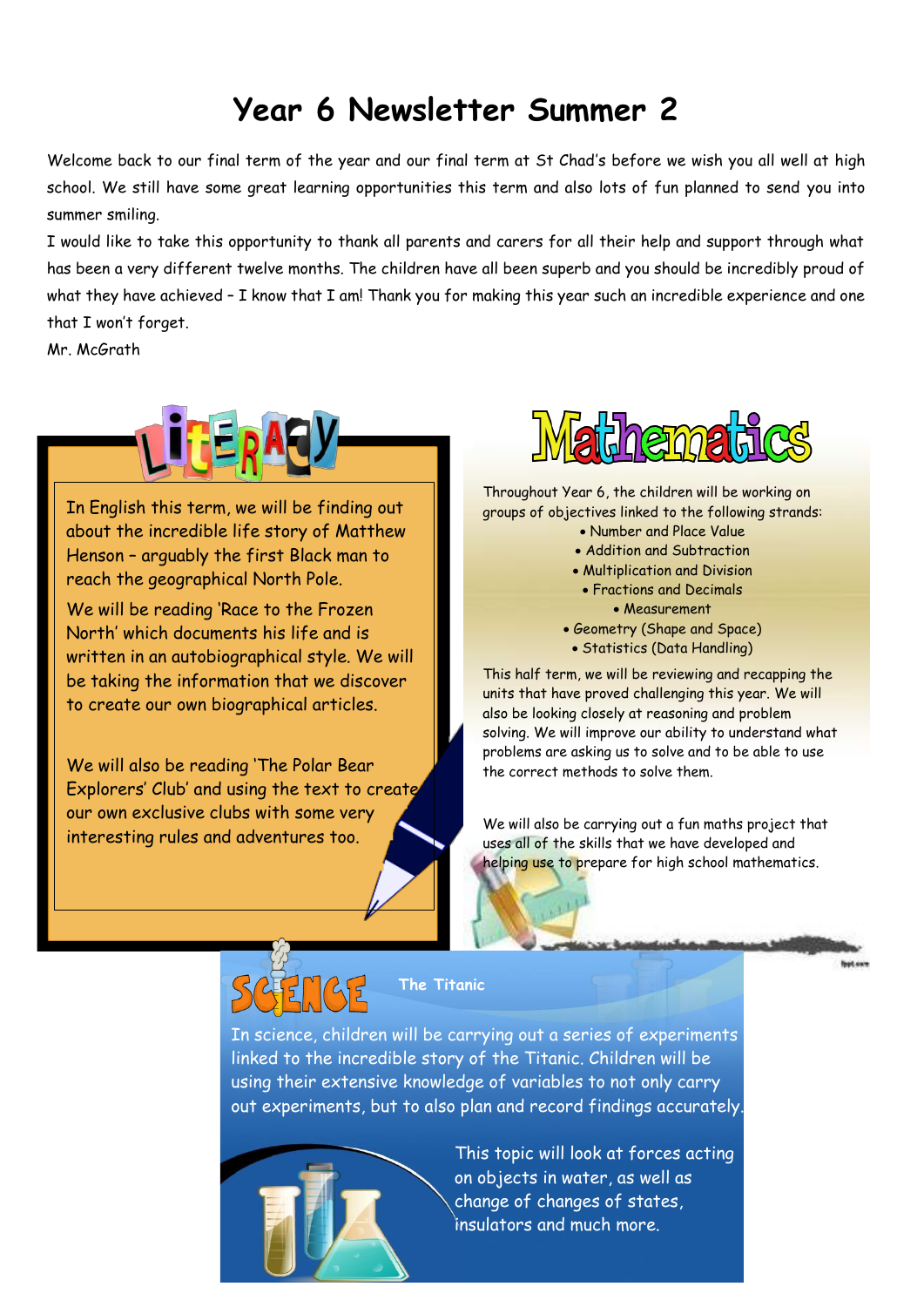# Year 6 Newsletter Summer 2

Welcome back to our final term of the year and our final term at St Chad's before we wish you all well at high school. We still have some great learning opportunities this term and also lots of fun planned to send you into summer smiling.

I would like to take this opportunity to thank all parents and carers for all their help and support through what has been a very different twelve months. The children have all been superb and you should be incredibly proud of what they have achieved – I know that I am! Thank you for making this year such an incredible experience and one that I won't forget.

Mr. McGrath

## Literacy

In English this term, we will be finding out about the incredible life story of Matthew Henson – arguably the first Black man to reach the geographical North Pole.

We will be reading 'Race to the Frozen North' which documents his life and is written in an autobiographical style. We will be taking the information that we discover to create our own biographical articles.

We will also be reading 'The Polar Bear Explorers' Club' and using the text to create our own exclusive clubs with some very interesting rules and adventures too.

## Mathematics

Throughout Year 6, the children will be working on groups of objectives linked to the following strands:

- Number and Place Value
- Addition and Subtraction
- Multiplication and Division
- Fractions and Decimals
- Measurement
- Geometry (Shape and Space)
- Statistics (Data Handling)

This half term, we will be reviewing and recapping the units that have proved challenging this year. We will also be looking closely at reasoning and problem solving. We will improve our ability to understand what problems are asking us to solve and to be able to use the correct methods to solve them.

We will also be carrying out a fun maths project that uses all of the skills that we have developed and helping use to prepare for high school mathematics.

## Science

**The Titanic**

In science, children will be carrying out a series of experiments linked to the incredible story of the Titanic. Children will be using their extensive knowledge of variables to not only carry out experiments, but to also plan and record findings accurately.

This topic will look at forces acting on objects in water, as well as change of changes of states, insulators and much more.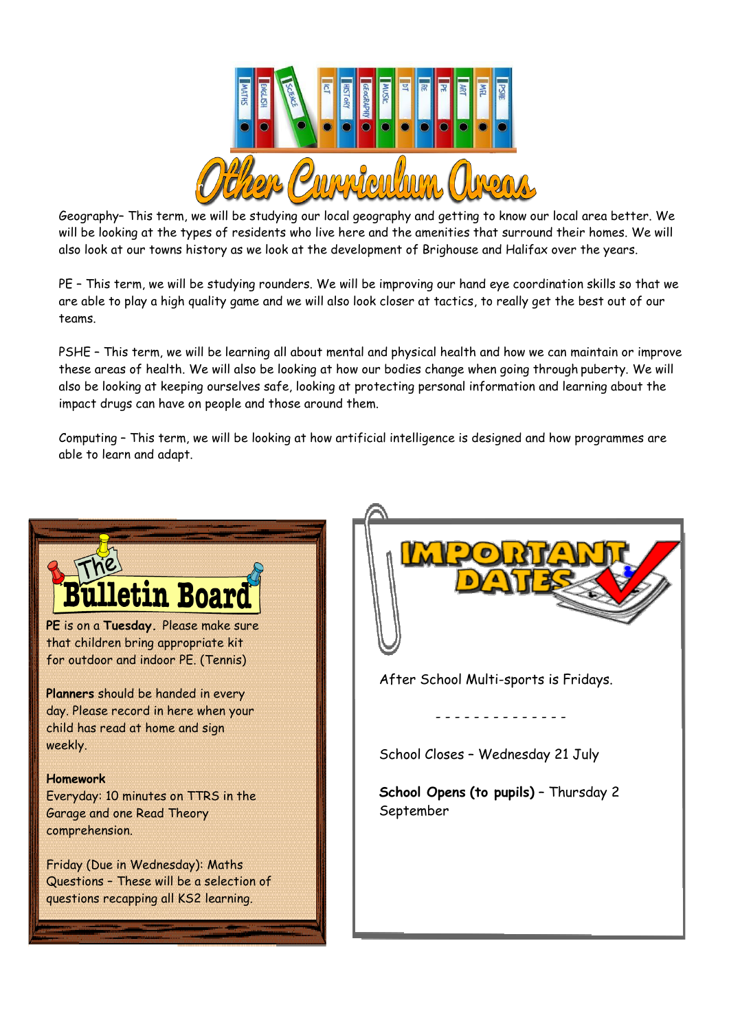# Other Curriculum Areas

Geography– This term, we will be studying our local geography and getting to know our local area better. We will be looking at the types of residents who live here and the amenities that surround their homes. We will also look at our towns history as we look at the development of Brighouse and Halifax over the years.

PE – This term, we will be studying rounders. We will be improving our hand eye coordination skills so that we are able to play a high quality game and we will also look closer at tactics, to really get the best out of our teams.

PSHE – This term, we will be learning all about mental and physical health and how we can maintain or improve these areas of health. We will also be looking at how our bodies change when going through puberty. We will also be looking at keeping ourselves safe, looking at protecting personal information and learning about the impact drugs can have on people and those around them.

Computing – This term, we will be looking at how artificial intelligence is designed and how programmes are able to learn and adapt.

## The Bulletin Board

**PE** is on a **Tuesday.** Please make sure that children bring appropriate kit for outdoor and indoor PE. (Tennis)

**Planners** should be handed in every day. Please record in here when your child has read at home and sign weekly.

**Homework**
Everyday: 10 minutes on TTRS in the Garage and one Read Theory comprehension.

Friday (Due in Wednesday): Maths Questions – These will be a selection of questions recapping all KS2 learning.

## Important Dates

After School Multi-sports is Fridays.

- - - - - - - - - - - - - -

School Closes – Wednesday 21 July

**School Opens (to pupils)** – Thursday 2 September